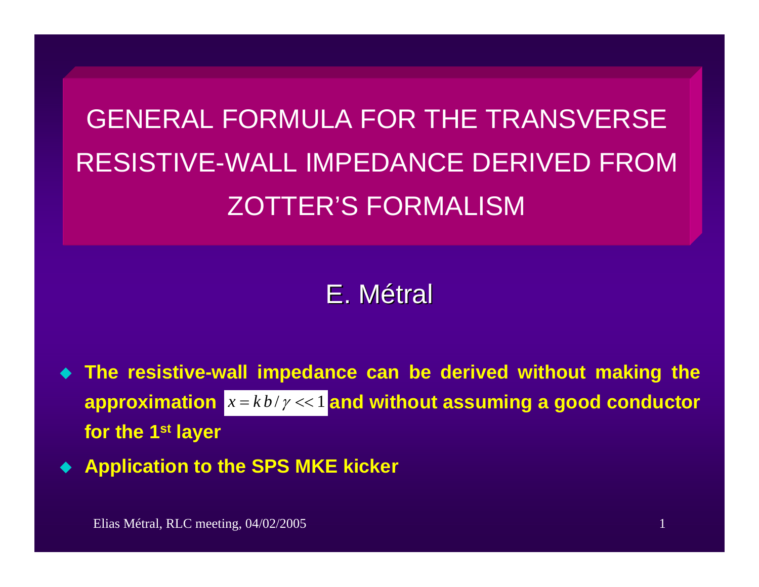# GENERAL FORMULA FOR THE TRANSVERSE RESISTIVE-WALL IMPEDANCE DERIVED FROM ZOTTER'S FORMALISM

E. Métral

- **The resistive-wall impedance can be derived without making the approximation $x = k\,b / \gamma << 1$ and without assuming a good conductor for the 1st layer**
- **Application to the SPS MKE kicker**

Elias Métral, RLC meeting, 04/02/2005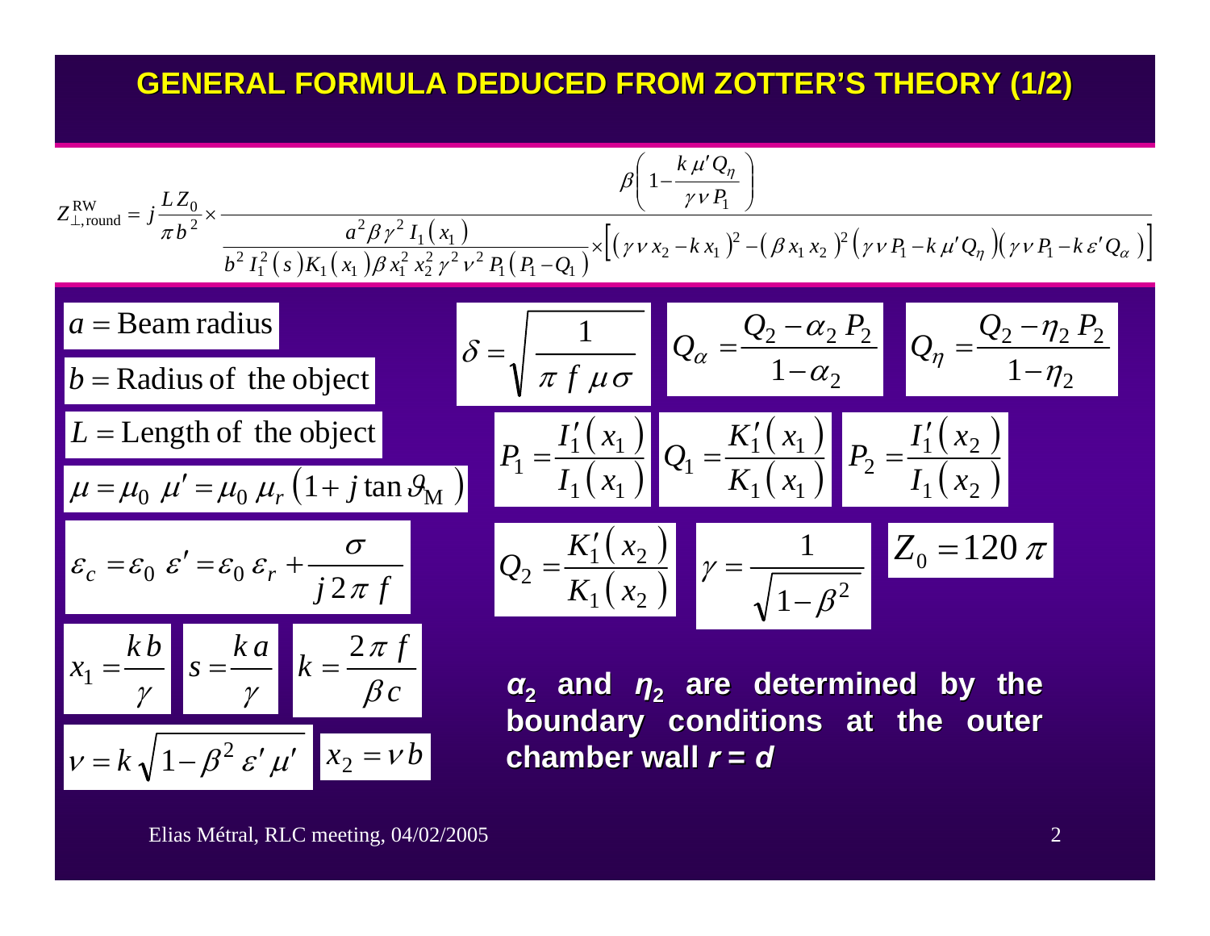# GENERAL FORMULA DEDUCED FROM ZOTTER'S THEORY (1/2)

$$Z_{\perp,\text{round}}^{\text{RW}} = j\,\frac{L\,Z_0}{\pi\,b^2} \times \frac{\beta\left(1-\dfrac{k\,\mu'\,Q_\eta}{\gamma\,\nu\,P_1}\right)}{\dfrac{a^2\,\beta\,\gamma^2\,I_1(x_1)}{b^2\,I_1^2(s)\,K_1(x_1)\,\beta\,x_1^2\,x_2^2\,\gamma^2\,\nu^2\,P_1\left(P_1-Q_1\right)} \times \left[\left(\gamma\,\nu\,x_2 - k\,x_1\right)^2 - \left(\beta\,x_1\,x_2\right)^2\left(\gamma\,\nu\,P_1 - k\,\mu'\,Q_\eta\right)\left(\gamma\,\nu\,P_1 - k\,\varepsilon'\,Q_\alpha\right)\right]}$$

$a = \text{Beam radius}$

$b = \text{Radius of the object}$

$L = \text{Length of the object}$

$\mu = \mu_0\;\mu' = \mu_0\;\mu_r\left(1 + j\tan\vartheta_{\text{M}}\right)$

$\varepsilon_c = \varepsilon_0\;\varepsilon' = \varepsilon_0\;\varepsilon_r + \dfrac{\sigma}{j\,2\,\pi\,f}$

$x_1 = \dfrac{k\,b}{\gamma}$ $\quad s = \dfrac{k\,a}{\gamma}$ $\quad k = \dfrac{2\,\pi\,f}{\beta\,c}$

$\nu = k\sqrt{1-\beta^2\,\varepsilon'\,\mu'}$ $\quad x_2 = \nu\,b$

$\delta = \sqrt{\dfrac{1}{\pi\,f\,\mu\,\sigma}}$ $\quad Q_\alpha = \dfrac{Q_2 - \alpha_2\,P_2}{1-\alpha_2}$ $\quad Q_\eta = \dfrac{Q_2 - \eta_2\,P_2}{1-\eta_2}$

$P_1 = \dfrac{I_1'(x_1)}{I_1(x_1)}$ $\quad Q_1 = \dfrac{K_1'(x_1)}{K_1(x_1)}$ $\quad P_2 = \dfrac{I_1'(x_2)}{I_1(x_2)}$

$Q_2 = \dfrac{K_1'(x_2)}{K_1(x_2)}$ $\quad \gamma = \dfrac{1}{\sqrt{1-\beta^2}}$ $\quad Z_0 = 120\,\pi$

***$\alpha_2$* and *$\eta_2$* are determined by the boundary conditions at the outer chamber wall *$r = d$***

Elias Métral, RLC meeting, 04/02/2005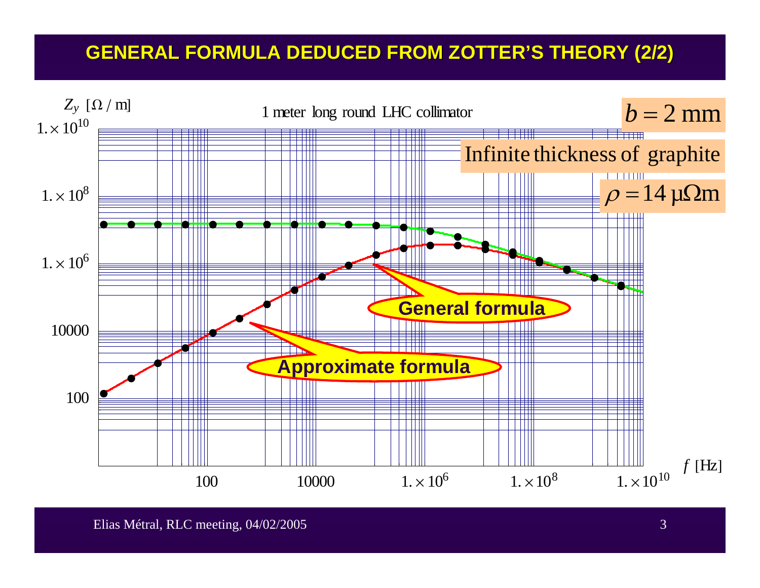# GENERAL FORMULA DEDUCED FROM ZOTTER'S THEORY (2/2)

1 meter long round LHC collimator

$b = 2$ mm

Infinite thickness of graphite

$\rho = 14\ \mu\Omega\text{m}$

$Z_y\ [\Omega / \text{m}]$

$1. \times 10^{10}$

$1. \times 10^{8}$

$1. \times 10^{6}$

10000

100

100 10000 $1. \times 10^{6}$ $1. \times 10^{8}$ $1. \times 10^{10}$ $f$ [Hz]

General formula

Approximate formula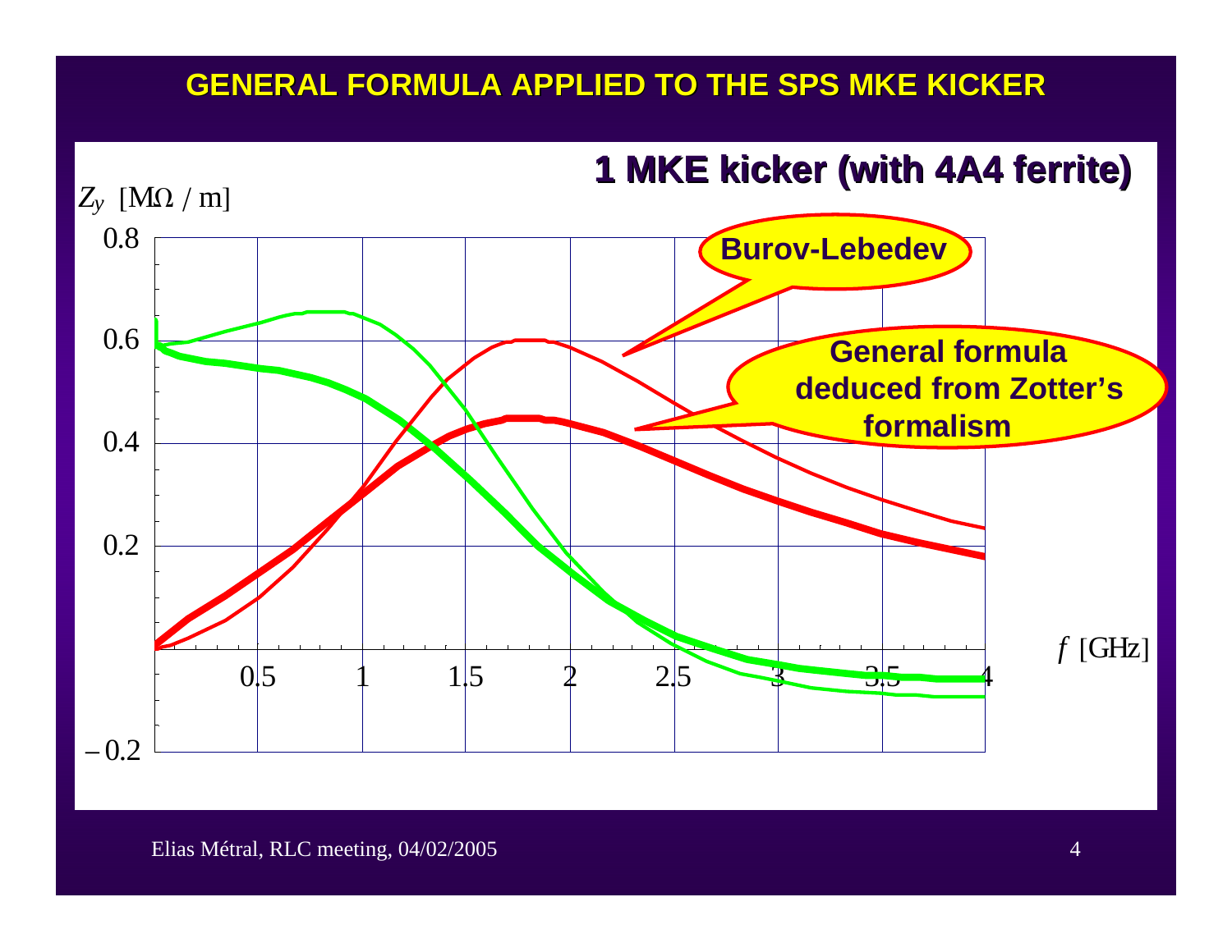# GENERAL FORMULA APPLIED TO THE SPS MKE KICKER

**1 MKE kicker (with 4A4 ferrite)**

$Z_y$ [MΩ / m]

0.8

0.6

0.4

0.2

−0.2

0.5 1 1.5 2 2.5 3 3.5 4

$f$ [GHz]

**Burov-Lebedev**

**General formula deduced from Zotter's formalism**

Elias Métral, RLC meeting, 04/02/2005